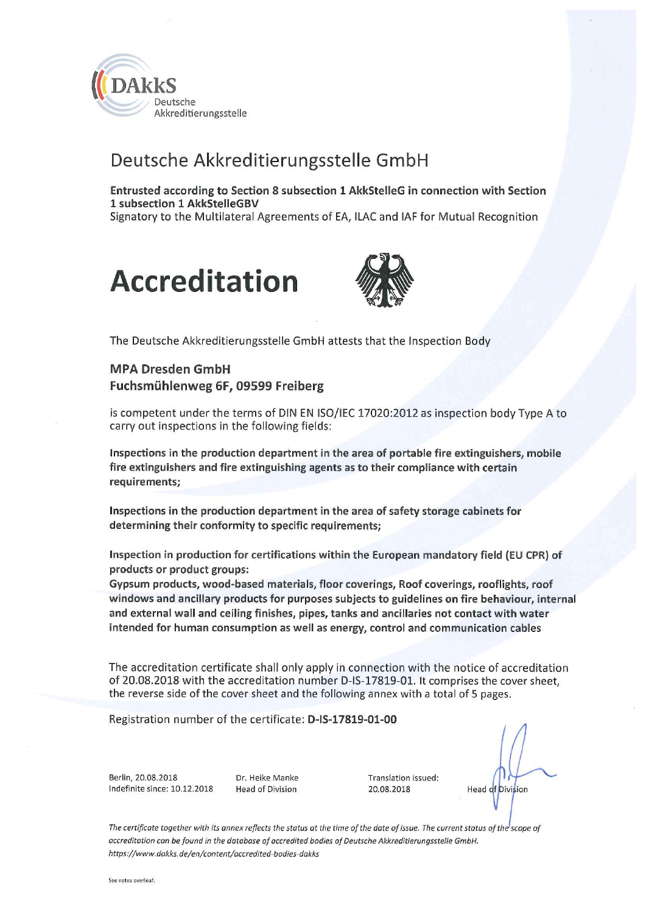DAkkS
Deutsche
Akkreditierungsstelle

# Deutsche Akkreditierungsstelle GmbH

**Entrusted according to Section 8 subsection 1 AkkStelleG in connection with Section 1 subsection 1 AkkStelleGBV**
Signatory to the Multilateral Agreements of EA, ILAC and IAF for Mutual Recognition

# Accreditation

The Deutsche Akkreditierungsstelle GmbH attests that the Inspection Body

**MPA Dresden GmbH**
**Fuchsmühlenweg 6F, 09599 Freiberg**

is competent under the terms of DIN EN ISO/IEC 17020:2012 as inspection body Type A to carry out inspections in the following fields:

**Inspections in the production department in the area of portable fire extinguishers, mobile fire extinguishers and fire extinguishing agents as to their compliance with certain requirements;**

**Inspections in the production department in the area of safety storage cabinets for determining their conformity to specific requirements;**

**Inspection in production for certifications within the European mandatory field (EU CPR) of products or product groups:**
**Gypsum products, wood-based materials, floor coverings, Roof coverings, rooflights, roof windows and ancillary products for purposes subjects to guidelines on fire behaviour, internal and external wall and ceiling finishes, pipes, tanks and ancillaries not contact with water intended for human consumption as well as energy, control and communication cables**

The accreditation certificate shall only apply in connection with the notice of accreditation of 20.08.2018 with the accreditation number D-IS-17819-01. It comprises the cover sheet, the reverse side of the cover sheet and the following annex with a total of 5 pages.

Registration number of the certificate: **D-IS-17819-01-00**

Berlin, 20.08.2018
Indefinite since: 10.12.2018

Dr. Heike Manke
Head of Division

Translation issued:
20.08.2018

Head of Division

*The certificate together with its annex reflects the status at the time of the date of issue. The current status of the scope of accreditation can be found in the database of accredited bodies of Deutsche Akkreditierungsstelle GmbH. https://www.dakks.de/en/content/accredited-bodies-dakks*

See notes overleaf.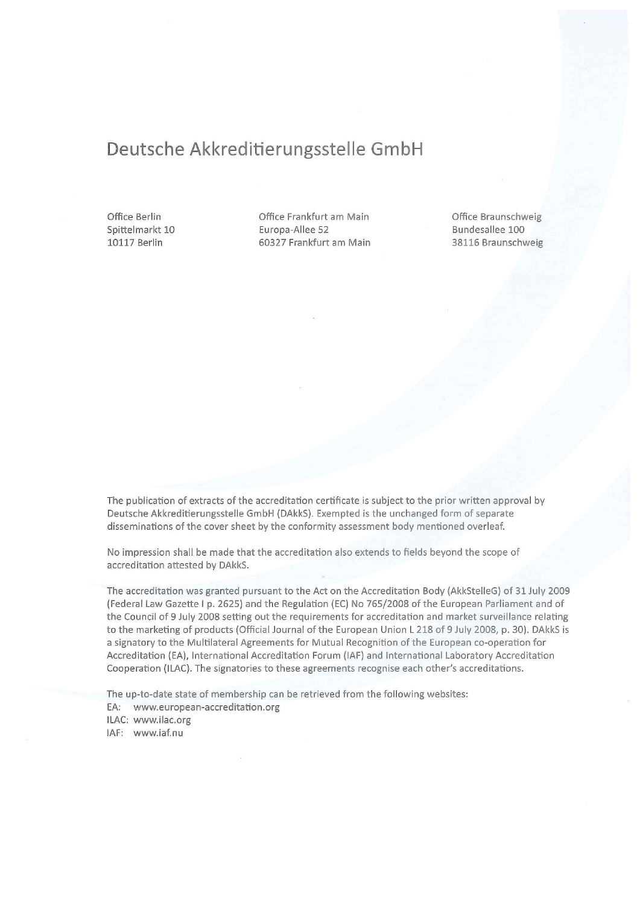# Deutsche Akkreditierungsstelle GmbH

Office Berlin
Spittelmarkt 10
10117 Berlin

Office Frankfurt am Main
Europa-Allee 52
60327 Frankfurt am Main

Office Braunschweig
Bundesallee 100
38116 Braunschweig

The publication of extracts of the accreditation certificate is subject to the prior written approval by Deutsche Akkreditierungsstelle GmbH (DAkkS). Exempted is the unchanged form of separate disseminations of the cover sheet by the conformity assessment body mentioned overleaf.

No impression shall be made that the accreditation also extends to fields beyond the scope of accreditation attested by DAkkS.

The accreditation was granted pursuant to the Act on the Accreditation Body (AkkStelleG) of 31 July 2009 (Federal Law Gazette I p. 2625) and the Regulation (EC) No 765/2008 of the European Parliament and of the Council of 9 July 2008 setting out the requirements for accreditation and market surveillance relating to the marketing of products (Official Journal of the European Union L 218 of 9 July 2008, p. 30). DAkkS is a signatory to the Multilateral Agreements for Mutual Recognition of the European co-operation for Accreditation (EA), International Accreditation Forum (IAF) and International Laboratory Accreditation Cooperation (ILAC). The signatories to these agreements recognise each other's accreditations.

The up-to-date state of membership can be retrieved from the following websites:
EA: www.european-accreditation.org
ILAC: www.ilac.org
IAF: www.iaf.nu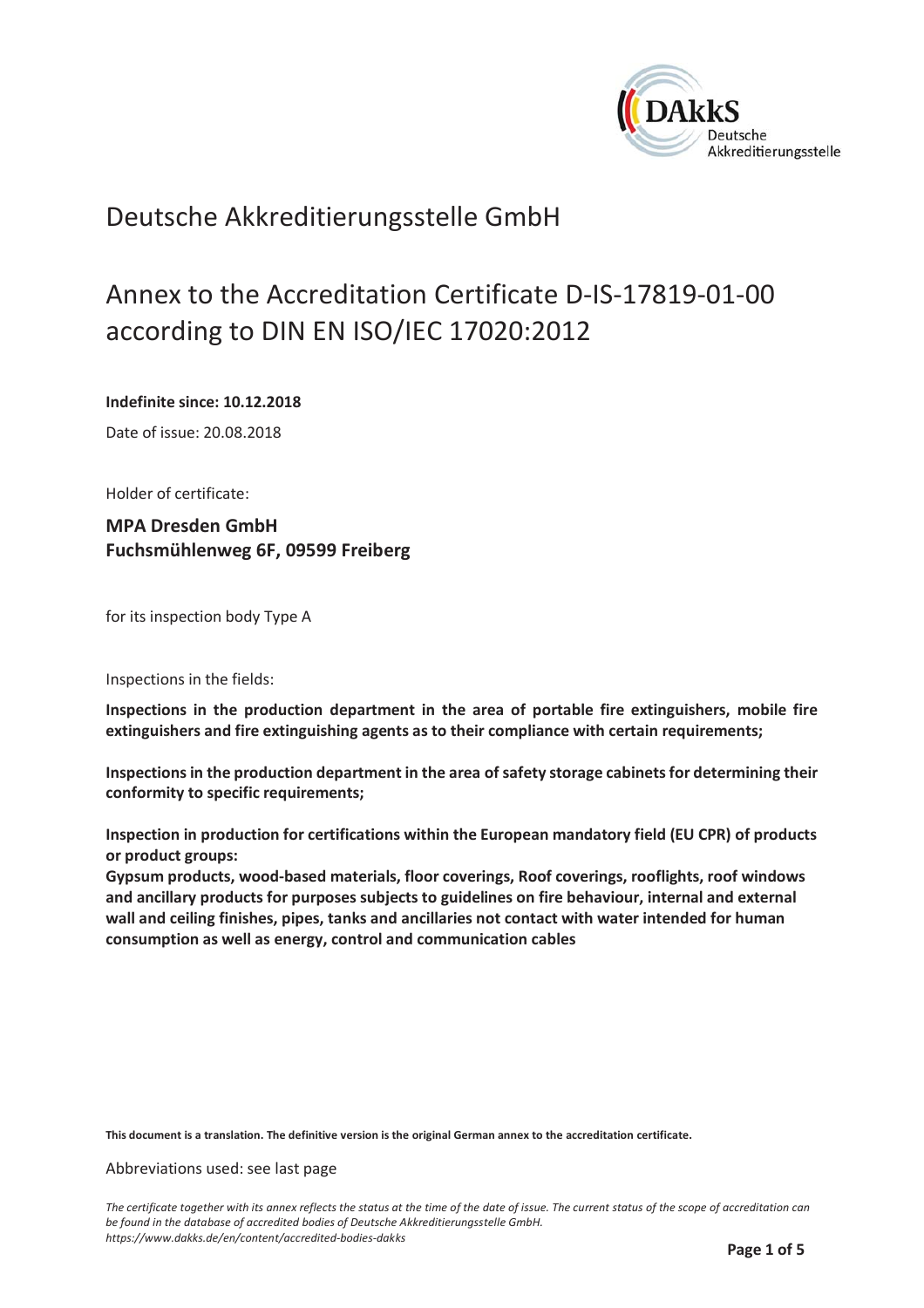# Deutsche Akkreditierungsstelle GmbH

## Annex to the Accreditation Certificate D-IS-17819-01-00 according to DIN EN ISO/IEC 17020:2012

**Indefinite since: 10.12.2018**

Date of issue: 20.08.2018

Holder of certificate:

**MPA Dresden GmbH**
**Fuchsmühlenweg 6F, 09599 Freiberg**

for its inspection body Type A

Inspections in the fields:

**Inspections in the production department in the area of portable fire extinguishers, mobile fire extinguishers and fire extinguishing agents as to their compliance with certain requirements;**

**Inspections in the production department in the area of safety storage cabinets for determining their conformity to specific requirements;**

**Inspection in production for certifications within the European mandatory field (EU CPR) of products or product groups:**
**Gypsum products, wood-based materials, floor coverings, Roof coverings, rooflights, roof windows and ancillary products for purposes subjects to guidelines on fire behaviour, internal and external wall and ceiling finishes, pipes, tanks and ancillaries not contact with water intended for human consumption as well as energy, control and communication cables**

**This document is a translation. The definitive version is the original German annex to the accreditation certificate.**

Abbreviations used: see last page

*The certificate together with its annex reflects the status at the time of the date of issue. The current status of the scope of accreditation can be found in the database of accredited bodies of Deutsche Akkreditierungsstelle GmbH.*
*https://www.dakks.de/en/content/accredited-bodies-dakks*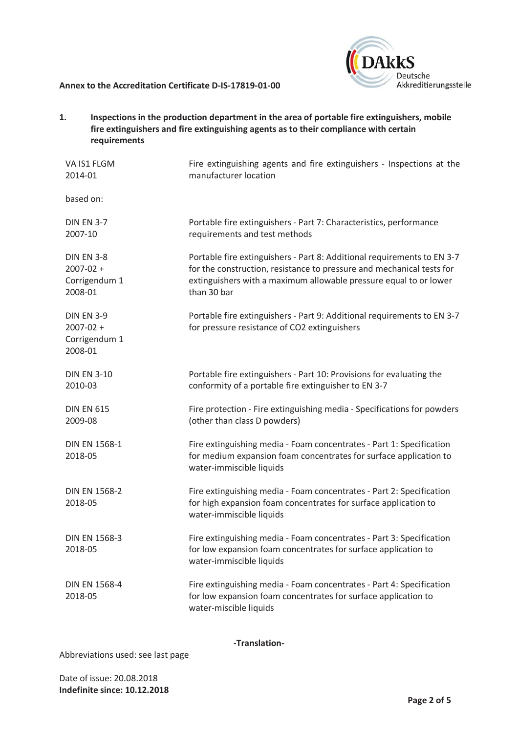**Annex to the Accreditation Certificate D-IS-17819-01-00**

## 1. Inspections in the production department in the area of portable fire extinguishers, mobile fire extinguishers and fire extinguishing agents as to their compliance with certain requirements

| | |
|---|---|
| VA IS1 FLGM 2014-01 | Fire extinguishing agents and fire extinguishers - Inspections at the manufacturer location |
| based on: | |
| DIN EN 3-7 2007-10 | Portable fire extinguishers - Part 7: Characteristics, performance requirements and test methods |
| DIN EN 3-8 2007-02 + Corrigendum 1 2008-01 | Portable fire extinguishers - Part 8: Additional requirements to EN 3-7 for the construction, resistance to pressure and mechanical tests for extinguishers with a maximum allowable pressure equal to or lower than 30 bar |
| DIN EN 3-9 2007-02 + Corrigendum 1 2008-01 | Portable fire extinguishers - Part 9: Additional requirements to EN 3-7 for pressure resistance of $CO_2$ extinguishers |
| DIN EN 3-10 2010-03 | Portable fire extinguishers - Part 10: Provisions for evaluating the conformity of a portable fire extinguisher to EN 3-7 |
| DIN EN 615 2009-08 | Fire protection - Fire extinguishing media - Specifications for powders (other than class D powders) |
| DIN EN 1568-1 2018-05 | Fire extinguishing media - Foam concentrates - Part 1: Specification for medium expansion foam concentrates for surface application to water-immiscible liquids |
| DIN EN 1568-2 2018-05 | Fire extinguishing media - Foam concentrates - Part 2: Specification for high expansion foam concentrates for surface application to water-immiscible liquids |
| DIN EN 1568-3 2018-05 | Fire extinguishing media - Foam concentrates - Part 3: Specification for low expansion foam concentrates for surface application to water-immiscible liquids |
| DIN EN 1568-4 2018-05 | Fire extinguishing media - Foam concentrates - Part 4: Specification for low expansion foam concentrates for surface application to water-miscible liquids |

**-Translation-**

Abbreviations used: see last page

Date of issue: 20.08.2018
**Indefinite since: 10.12.2018**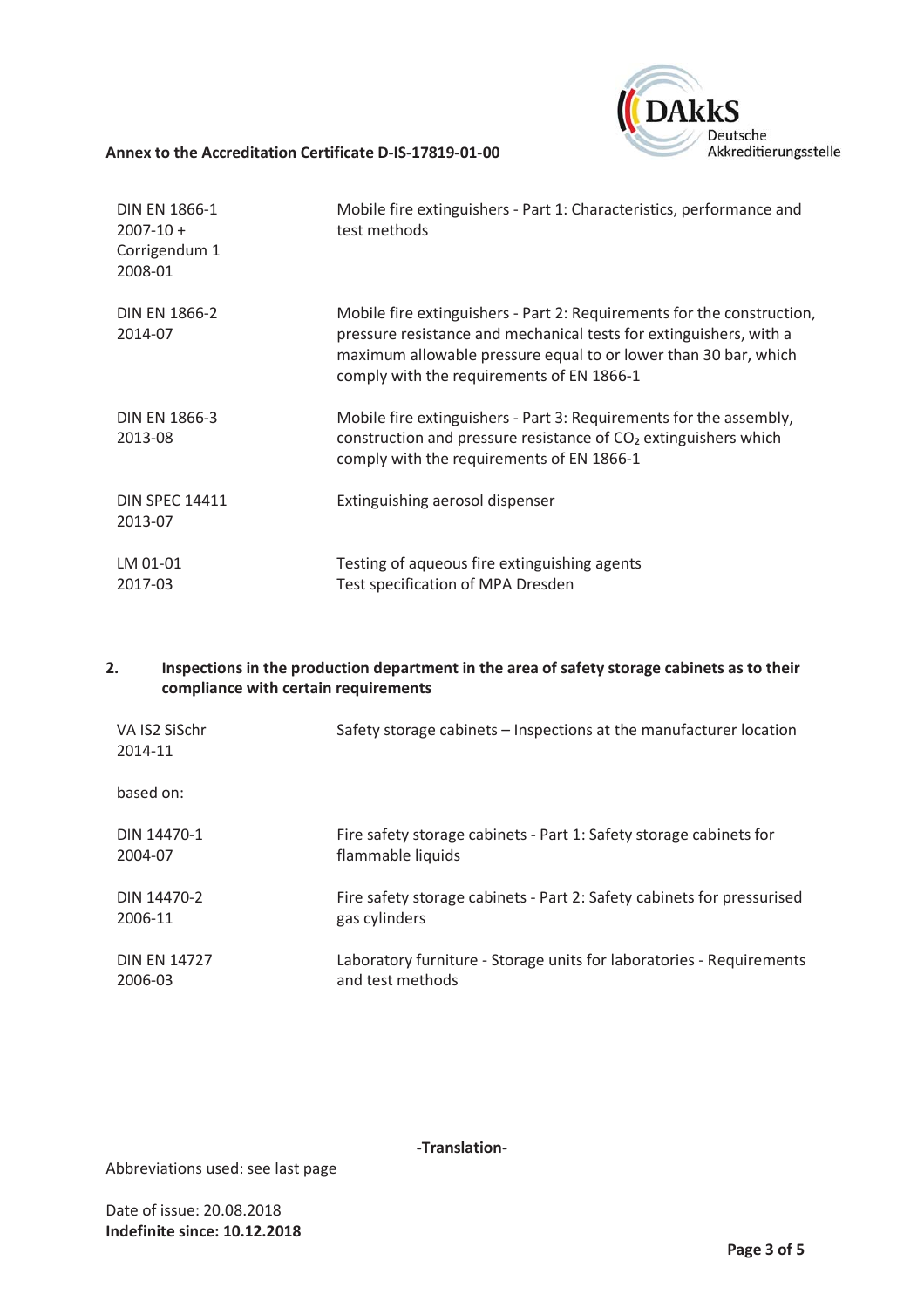| | |
|---|---|
| DIN EN 1866-1 2007-10 + Corrigendum 1 2008-01 | Mobile fire extinguishers - Part 1: Characteristics, performance and test methods |
| DIN EN 1866-2 2014-07 | Mobile fire extinguishers - Part 2: Requirements for the construction, pressure resistance and mechanical tests for extinguishers, with a maximum allowable pressure equal to or lower than 30 bar, which comply with the requirements of EN 1866-1 |
| DIN EN 1866-3 2013-08 | Mobile fire extinguishers - Part 3: Requirements for the assembly, construction and pressure resistance of $CO_2$ extinguishers which comply with the requirements of EN 1866-1 |
| DIN SPEC 14411 2013-07 | Extinguishing aerosol dispenser |
| LM 01-01 2017-03 | Testing of aqueous fire extinguishing agents<br>Test specification of MPA Dresden |

## 2. Inspections in the production department in the area of safety storage cabinets as to their compliance with certain requirements

| | |
|---|---|
| VA IS2 SiSchr 2014-11 | Safety storage cabinets – Inspections at the manufacturer location |

based on:

| | |
|---|---|
| DIN 14470-1 2004-07 | Fire safety storage cabinets - Part 1: Safety storage cabinets for flammable liquids |
| DIN 14470-2 2006-11 | Fire safety storage cabinets - Part 2: Safety cabinets for pressurised gas cylinders |
| DIN EN 14727 2006-03 | Laboratory furniture - Storage units for laboratories - Requirements and test methods |

-Translation-

Abbreviations used: see last page

Date of issue: 20.08.2018
**Indefinite since: 10.12.2018**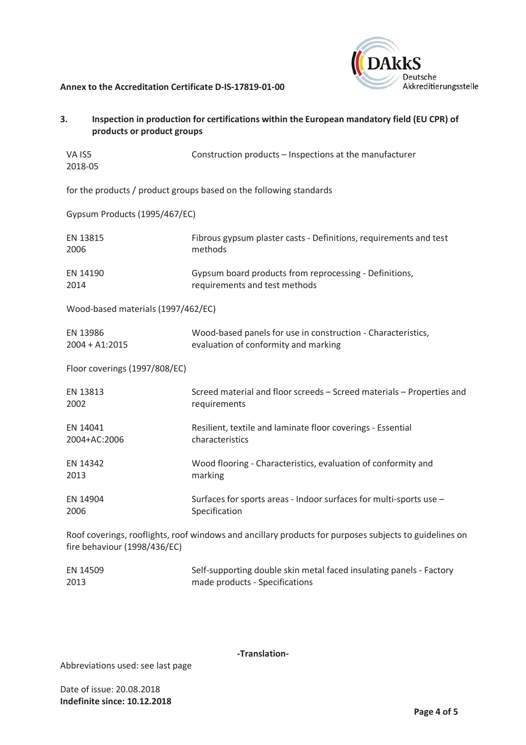## 3. Inspection in production for certifications within the European mandatory field (EU CPR) of products or product groups

| | |
|---|---|
| VA IS5<br>2018-05 | Construction products – Inspections at the manufacturer |

for the products / product groups based on the following standards

Gypsum Products (1995/467/EC)

| | |
|---|---|
| EN 13815<br>2006 | Fibrous gypsum plaster casts - Definitions, requirements and test methods |
| EN 14190<br>2014 | Gypsum board products from reprocessing - Definitions, requirements and test methods |

Wood-based materials (1997/462/EC)

| | |
|---|---|
| EN 13986<br>2004 + A1:2015 | Wood-based panels for use in construction - Characteristics, evaluation of conformity and marking |

Floor coverings (1997/808/EC)

| | |
|---|---|
| EN 13813<br>2002 | Screed material and floor screeds – Screed materials – Properties and requirements |
| EN 14041<br>2004+AC:2006 | Resilient, textile and laminate floor coverings - Essential characteristics |
| EN 14342<br>2013 | Wood flooring - Characteristics, evaluation of conformity and marking |
| EN 14904<br>2006 | Surfaces for sports areas - Indoor surfaces for multi-sports use – Specification |

Roof coverings, rooflights, roof windows and ancillary products for purposes subjects to guidelines on fire behaviour (1998/436/EC)

| | |
|---|---|
| EN 14509<br>2013 | Self-supporting double skin metal faced insulating panels - Factory made products - Specifications |

-Translation-

Abbreviations used: see last page

Date of issue: 20.08.2018
**Indefinite since: 10.12.2018**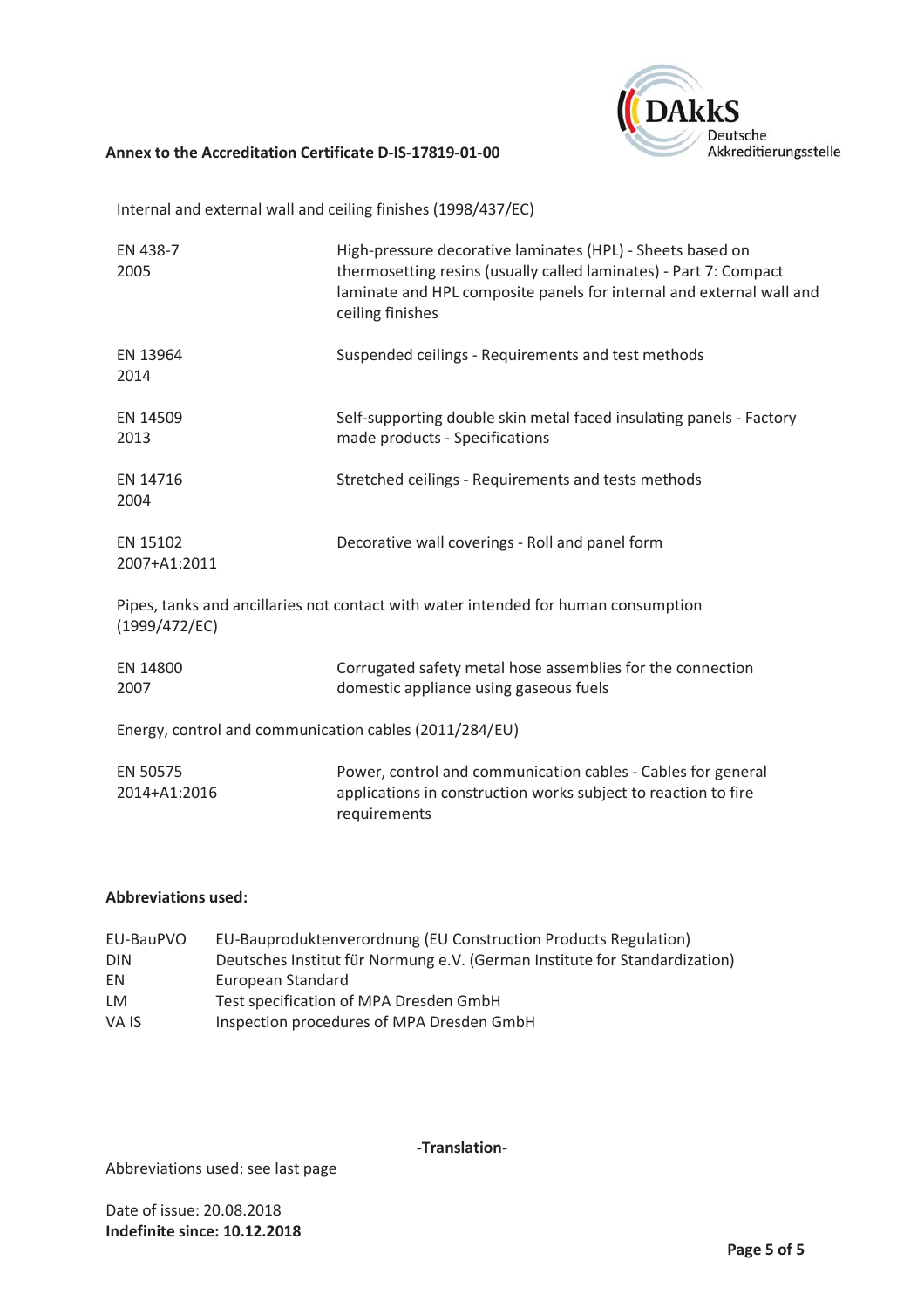Internal and external wall and ceiling finishes (1998/437/EC)

| | |
|---|---|
| EN 438-7<br>2005 | High-pressure decorative laminates (HPL) - Sheets based on thermosetting resins (usually called laminates) - Part 7: Compact laminate and HPL composite panels for internal and external wall and ceiling finishes |
| EN 13964<br>2014 | Suspended ceilings - Requirements and test methods |
| EN 14509<br>2013 | Self-supporting double skin metal faced insulating panels - Factory made products - Specifications |
| EN 14716<br>2004 | Stretched ceilings - Requirements and tests methods |
| EN 15102<br>2007+A1:2011 | Decorative wall coverings - Roll and panel form |

Pipes, tanks and ancillaries not contact with water intended for human consumption (1999/472/EC)

| | |
|---|---|
| EN 14800<br>2007 | Corrugated safety metal hose assemblies for the connection domestic appliance using gaseous fuels |

Energy, control and communication cables (2011/284/EU)

| | |
|---|---|
| EN 50575<br>2014+A1:2016 | Power, control and communication cables - Cables for general applications in construction works subject to reaction to fire requirements |

**Abbreviations used:**

| | |
|---|---|
| EU-BauPVO | EU-Bauproduktenverordnung (EU Construction Products Regulation) |
| DIN | Deutsches Institut für Normung e.V. (German Institute for Standardization) |
| EN | European Standard |
| LM | Test specification of MPA Dresden GmbH |
| VA IS | Inspection procedures of MPA Dresden GmbH |

-Translation-

Abbreviations used: see last page

Date of issue: 20.08.2018
**Indefinite since: 10.12.2018**